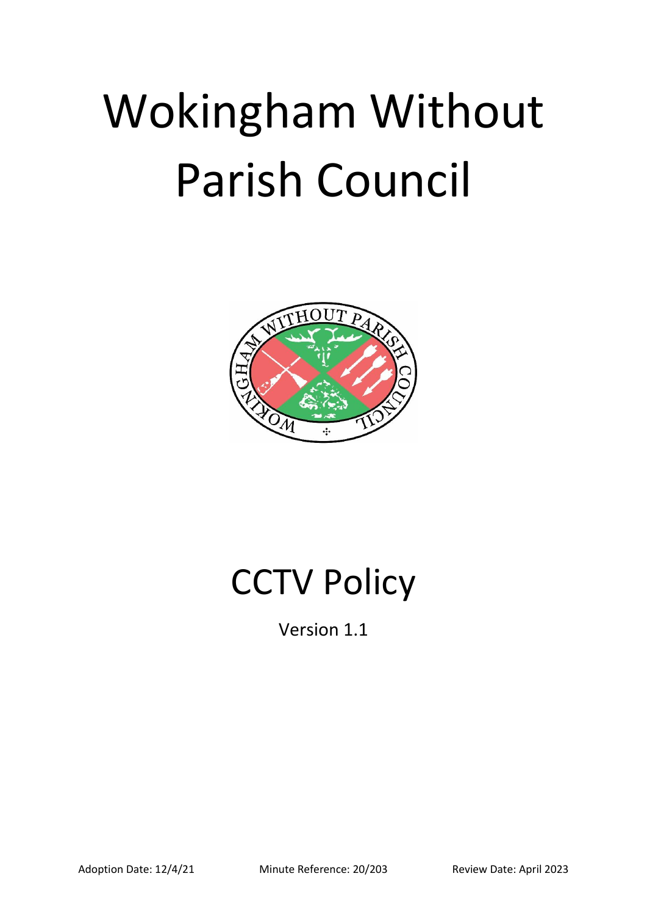# Wokingham Without Parish Council

# CCTV Policy

Version 1.1

Adoption Date: 12/4/21 Minute Reference: 20/203 Review Date: April 2023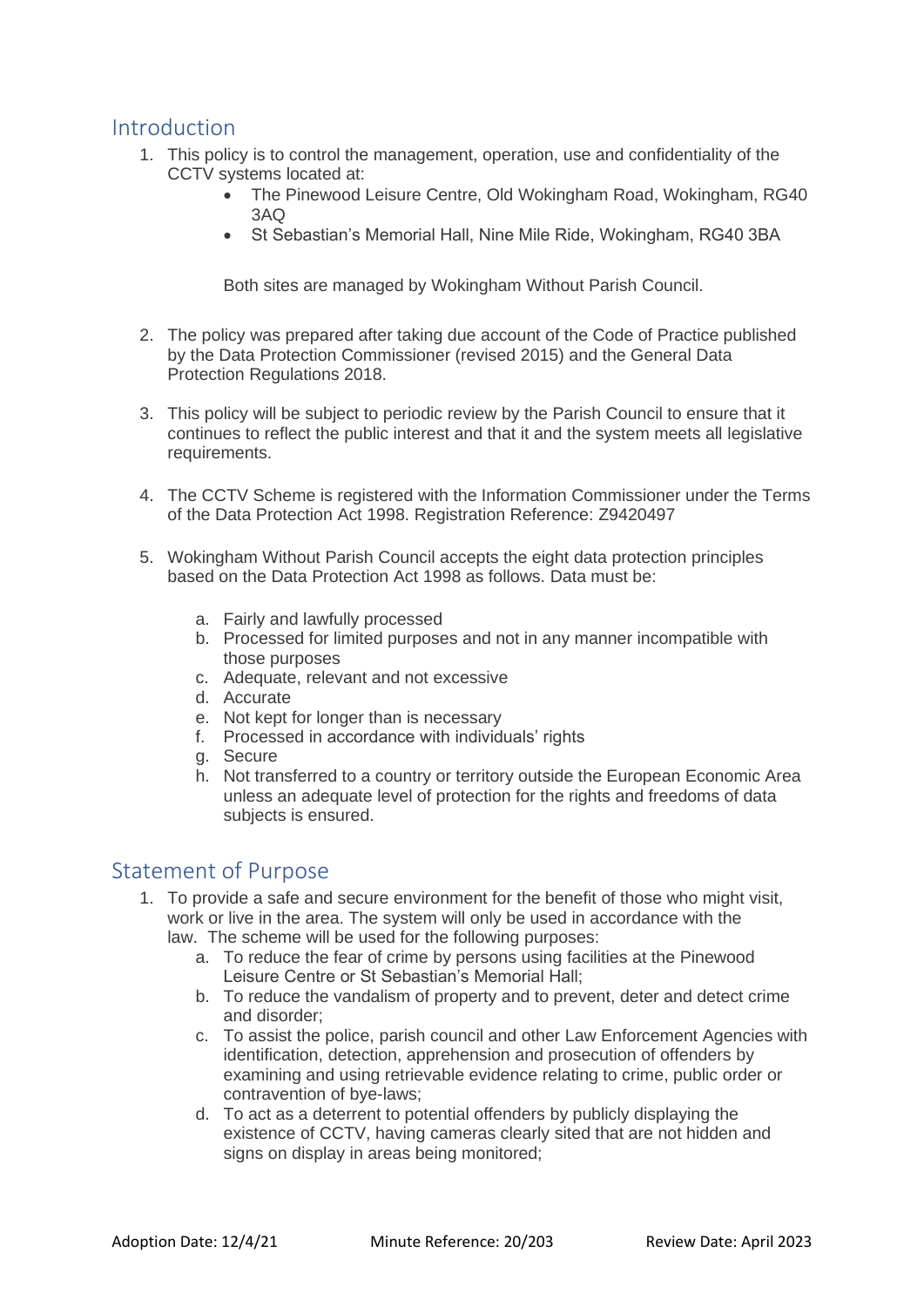## Introduction

1. This policy is to control the management, operation, use and confidentiality of the CCTV systems located at:
   - The Pinewood Leisure Centre, Old Wokingham Road, Wokingham, RG40 3AQ
   - St Sebastian's Memorial Hall, Nine Mile Ride, Wokingham, RG40 3BA

   Both sites are managed by Wokingham Without Parish Council.

2. The policy was prepared after taking due account of the Code of Practice published by the Data Protection Commissioner (revised 2015) and the General Data Protection Regulations 2018.

3. This policy will be subject to periodic review by the Parish Council to ensure that it continues to reflect the public interest and that it and the system meets all legislative requirements.

4. The CCTV Scheme is registered with the Information Commissioner under the Terms of the Data Protection Act 1998. Registration Reference: Z9420497

5. Wokingham Without Parish Council accepts the eight data protection principles based on the Data Protection Act 1998 as follows. Data must be:

   a. Fairly and lawfully processed
   b. Processed for limited purposes and not in any manner incompatible with those purposes
   c. Adequate, relevant and not excessive
   d. Accurate
   e. Not kept for longer than is necessary
   f. Processed in accordance with individuals' rights
   g. Secure
   h. Not transferred to a country or territory outside the European Economic Area unless an adequate level of protection for the rights and freedoms of data subjects is ensured.

## Statement of Purpose

1. To provide a safe and secure environment for the benefit of those who might visit, work or live in the area. The system will only be used in accordance with the law. The scheme will be used for the following purposes:
   a. To reduce the fear of crime by persons using facilities at the Pinewood Leisure Centre or St Sebastian's Memorial Hall;
   b. To reduce the vandalism of property and to prevent, deter and detect crime and disorder;
   c. To assist the police, parish council and other Law Enforcement Agencies with identification, detection, apprehension and prosecution of offenders by examining and using retrievable evidence relating to crime, public order or contravention of bye-laws;
   d. To act as a deterrent to potential offenders by publicly displaying the existence of CCTV, having cameras clearly sited that are not hidden and signs on display in areas being monitored;

Adoption Date: 12/4/21 Minute Reference: 20/203 Review Date: April 2023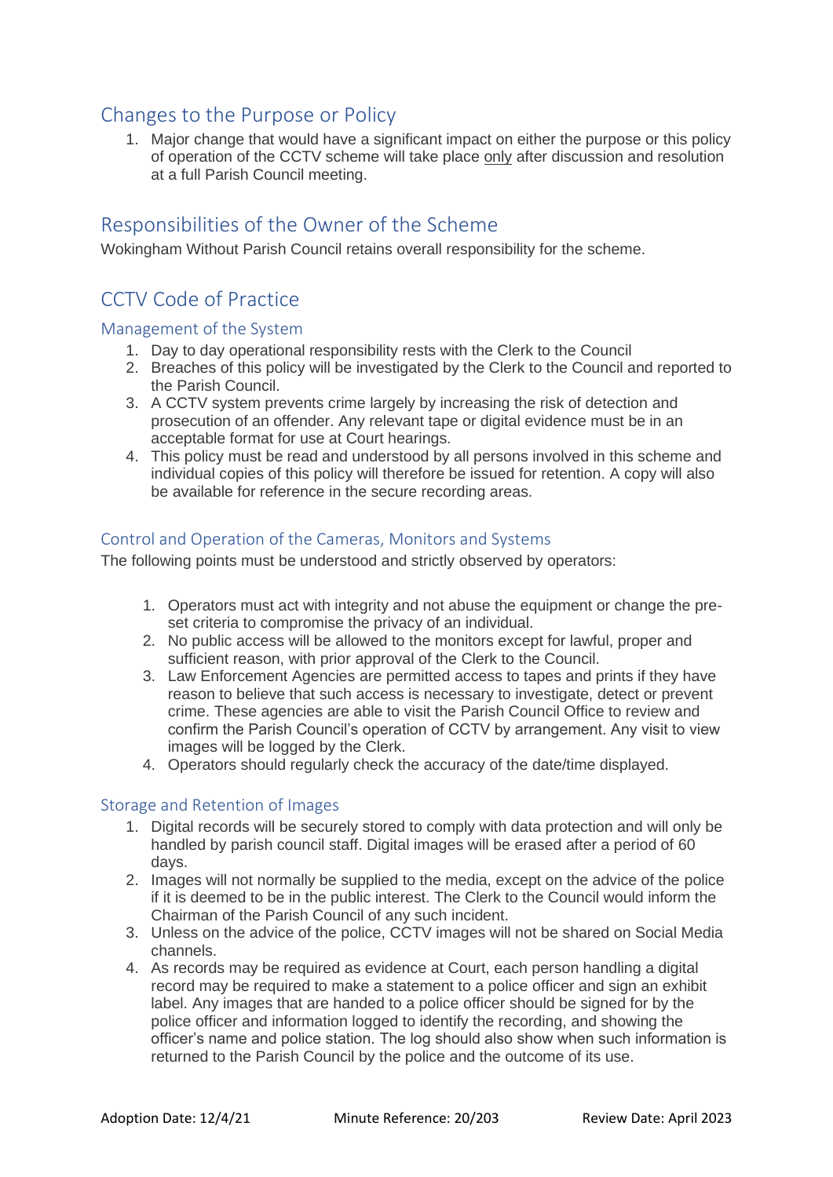## Changes to the Purpose or Policy

1. Major change that would have a significant impact on either the purpose or this policy of operation of the CCTV scheme will take place only after discussion and resolution at a full Parish Council meeting.

## Responsibilities of the Owner of the Scheme

Wokingham Without Parish Council retains overall responsibility for the scheme.

## CCTV Code of Practice

### Management of the System

1. Day to day operational responsibility rests with the Clerk to the Council
2. Breaches of this policy will be investigated by the Clerk to the Council and reported to the Parish Council.
3. A CCTV system prevents crime largely by increasing the risk of detection and prosecution of an offender. Any relevant tape or digital evidence must be in an acceptable format for use at Court hearings.
4. This policy must be read and understood by all persons involved in this scheme and individual copies of this policy will therefore be issued for retention. A copy will also be available for reference in the secure recording areas.

### Control and Operation of the Cameras, Monitors and Systems

The following points must be understood and strictly observed by operators:

1. Operators must act with integrity and not abuse the equipment or change the pre-set criteria to compromise the privacy of an individual.
2. No public access will be allowed to the monitors except for lawful, proper and sufficient reason, with prior approval of the Clerk to the Council.
3. Law Enforcement Agencies are permitted access to tapes and prints if they have reason to believe that such access is necessary to investigate, detect or prevent crime. These agencies are able to visit the Parish Council Office to review and confirm the Parish Council's operation of CCTV by arrangement. Any visit to view images will be logged by the Clerk.
4. Operators should regularly check the accuracy of the date/time displayed.

### Storage and Retention of Images

1. Digital records will be securely stored to comply with data protection and will only be handled by parish council staff. Digital images will be erased after a period of 60 days.
2. Images will not normally be supplied to the media, except on the advice of the police if it is deemed to be in the public interest. The Clerk to the Council would inform the Chairman of the Parish Council of any such incident.
3. Unless on the advice of the police, CCTV images will not be shared on Social Media channels.
4. As records may be required as evidence at Court, each person handling a digital record may be required to make a statement to a police officer and sign an exhibit label. Any images that are handed to a police officer should be signed for by the police officer and information logged to identify the recording, and showing the officer's name and police station. The log should also show when such information is returned to the Parish Council by the police and the outcome of its use.

Adoption Date: 12/4/21 Minute Reference: 20/203 Review Date: April 2023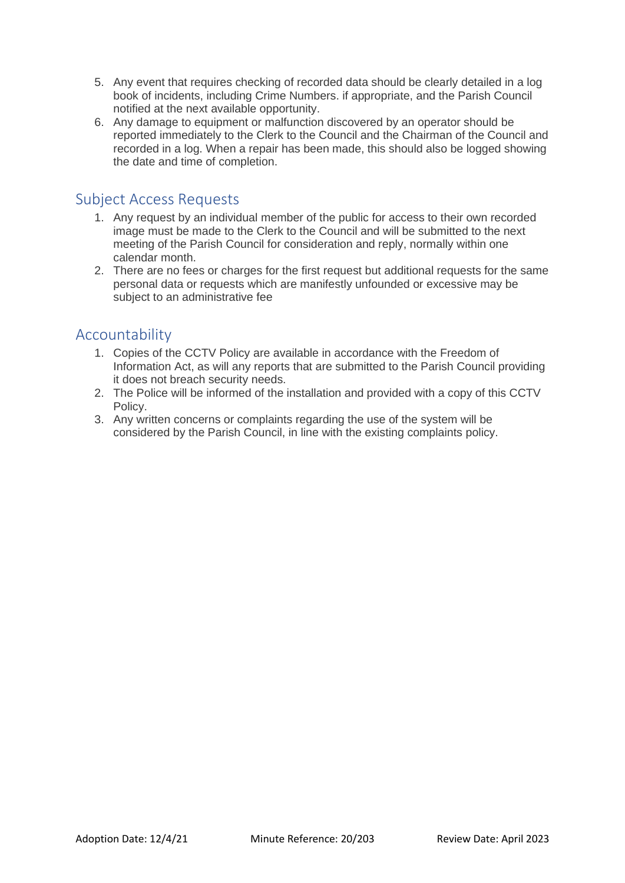5. Any event that requires checking of recorded data should be clearly detailed in a log book of incidents, including Crime Numbers. if appropriate, and the Parish Council notified at the next available opportunity.
6. Any damage to equipment or malfunction discovered by an operator should be reported immediately to the Clerk to the Council and the Chairman of the Council and recorded in a log. When a repair has been made, this should also be logged showing the date and time of completion.

## Subject Access Requests

1. Any request by an individual member of the public for access to their own recorded image must be made to the Clerk to the Council and will be submitted to the next meeting of the Parish Council for consideration and reply, normally within one calendar month.
2. There are no fees or charges for the first request but additional requests for the same personal data or requests which are manifestly unfounded or excessive may be subject to an administrative fee

## Accountability

1. Copies of the CCTV Policy are available in accordance with the Freedom of Information Act, as will any reports that are submitted to the Parish Council providing it does not breach security needs.
2. The Police will be informed of the installation and provided with a copy of this CCTV Policy.
3. Any written concerns or complaints regarding the use of the system will be considered by the Parish Council, in line with the existing complaints policy.